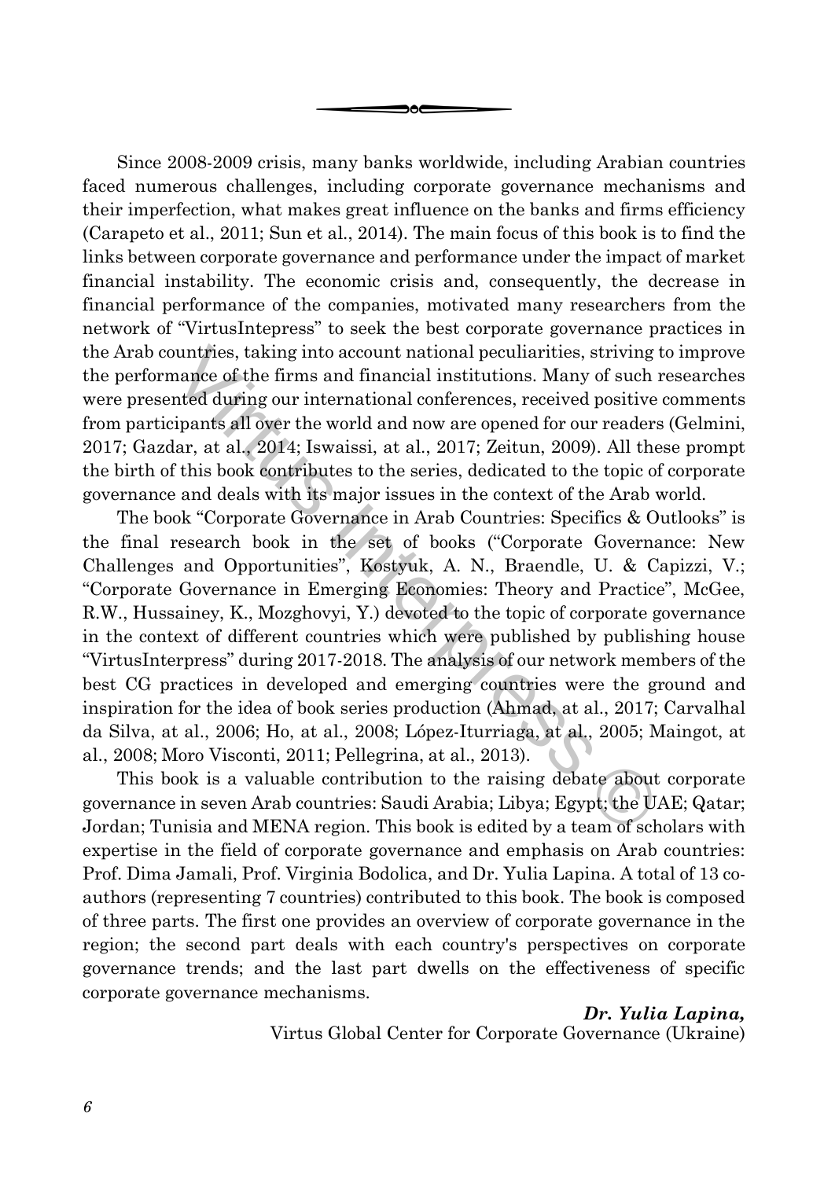Since 2008-2009 crisis, many banks worldwide, including Arabian countries faced numerous challenges, including corporate governance mechanisms and their imperfection, what makes great influence on the banks and firms efficiency (Carapeto et al., 2011; Sun et al., 2014). The main focus of this book is to find the links between corporate governance and performance under the impact of market financial instability. The economic crisis and, consequently, the decrease in financial performance of the companies, motivated many researchers from the network of "VirtusIntepress" to seek the best corporate governance practices in the Arab countries, taking into account national peculiarities, striving to improve the performance of the firms and financial institutions. Many of such researches were presented during our international conferences, received positive comments from participants all over the world and now are opened for our readers (Gelmini, 2017; Gazdar, at al., 2014; Iswaissi, at al., 2017; Zeitun, 2009). All these prompt the birth of this book contributes to the series, dedicated to the topic of corporate governance and deals with its major issues in the context of the Arab world.

The book "Corporate Governance in Arab Countries: Specifics & Outlooks" is the final research book in the set of books ("Corporate Governance: New Challenges and Opportunities", Kostyuk, A. N., Braendle, U. & Capizzi, V.; "Corporate Governance in Emerging Economies: Theory and Practice", McGee, R.W., Hussainey, K., Mozghovyi, Y.) devoted to the topic of corporate governance in the context of different countries which were published by publishing house "VirtusInterpress" during 2017-2018. The analysis of our network members of the best CG practices in developed and emerging countries were the ground and inspiration for the idea of book series production (Ahmad, at al., 2017; Carvalhal da Silva, at al., 2006; Ho, at al., 2008; López-Iturriaga, at al., 2005; Maingot, at al., 2008; Moro Visconti, 2011; Pellegrina, at al., 2013).

This book is a valuable contribution to the raising debate about corporate governance in seven Arab countries: Saudi Arabia; Libya; Egypt; the UAE; Qatar; Jordan; Tunisia and MENA region. This book is edited by a team of scholars with expertise in the field of corporate governance and emphasis on Arab countries: Prof. Dima Jamali, Prof. Virginia Bodolica, and Dr. Yulia Lapina. A total of 13 co-authors (representing 7 countries) contributed to this book. The book is composed of three parts. The first one provides an overview of corporate governance in the region; the second part deals with each country's perspectives on corporate governance trends; and the last part dwells on the effectiveness of specific corporate governance mechanisms.

***Dr. Yulia Lapina,***
Virtus Global Center for Corporate Governance (Ukraine)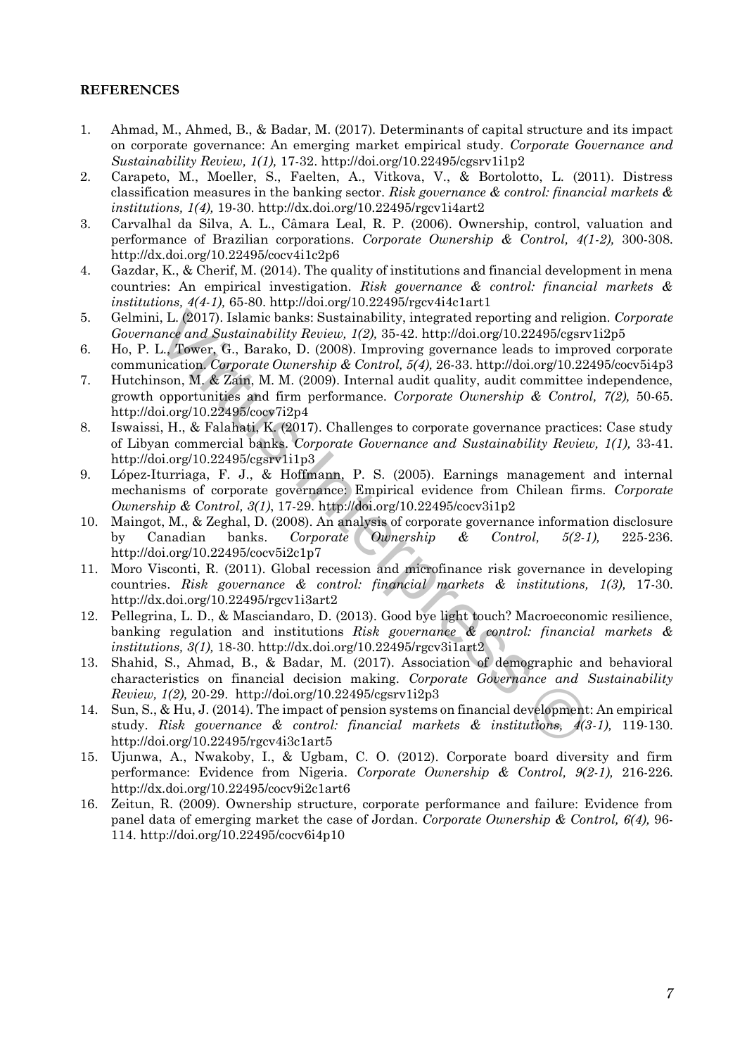**REFERENCES**

1. Ahmad, M., Ahmed, B., & Badar, M. (2017). Determinants of capital structure and its impact on corporate governance: An emerging market empirical study. *Corporate Governance and Sustainability Review, 1(1),* 17-32. http://doi.org/10.22495/cgsrv1i1p2
2. Carapeto, M., Moeller, S., Faelten, A., Vitkova, V., & Bortolotto, L. (2011). Distress classification measures in the banking sector. *Risk governance & control: financial markets & institutions, 1(4),* 19-30. http://dx.doi.org/10.22495/rgcv1i4art2
3. Carvalhal da Silva, A. L., Câmara Leal, R. P. (2006). Ownership, control, valuation and performance of Brazilian corporations. *Corporate Ownership & Control, 4(1-2),* 300-308. http://dx.doi.org/10.22495/cocv4i1c2p6
4. Gazdar, K., & Cherif, M. (2014). The quality of institutions and financial development in mena countries: An empirical investigation. *Risk governance & control: financial markets & institutions, 4(4-1),* 65-80. http://doi.org/10.22495/rgcv4i4c1art1
5. Gelmini, L. (2017). Islamic banks: Sustainability, integrated reporting and religion. *Corporate Governance and Sustainability Review, 1(2),* 35-42. http://doi.org/10.22495/cgsrv1i2p5
6. Ho, P. L., Tower, G., Barako, D. (2008). Improving governance leads to improved corporate communication. *Corporate Ownership & Control, 5(4),* 26-33. http://doi.org/10.22495/cocv5i4p3
7. Hutchinson, M. & Zain, M. M. (2009). Internal audit quality, audit committee independence, growth opportunities and firm performance. *Corporate Ownership & Control, 7(2),* 50-65. http://doi.org/10.22495/cocv7i2p4
8. Iswaissi, H., & Falahati, K. (2017). Challenges to corporate governance practices: Case study of Libyan commercial banks. *Corporate Governance and Sustainability Review, 1(1),* 33-41. http://doi.org/10.22495/cgsrv1i1p3
9. López-Iturriaga, F. J., & Hoffmann, P. S. (2005). Earnings management and internal mechanisms of corporate governance: Empirical evidence from Chilean firms. *Corporate Ownership & Control, 3(1)*, 17-29. http://doi.org/10.22495/cocv3i1p2
10. Maingot, M., & Zeghal, D. (2008). An analysis of corporate governance information disclosure by Canadian banks. *Corporate Ownership & Control, 5(2-1),* 225-236. http://doi.org/10.22495/cocv5i2c1p7
11. Moro Visconti, R. (2011). Global recession and microfinance risk governance in developing countries. *Risk governance & control: financial markets & institutions, 1(3),* 17-30. http://dx.doi.org/10.22495/rgcv1i3art2
12. Pellegrina, L. D., & Masciandaro, D. (2013). Good bye light touch? Macroeconomic resilience, banking regulation and institutions *Risk governance & control: financial markets & institutions, 3(1),* 18-30. http://dx.doi.org/10.22495/rgcv3i1art2
13. Shahid, S., Ahmad, B., & Badar, M. (2017). Association of demographic and behavioral characteristics on financial decision making. *Corporate Governance and Sustainability Review, 1(2),* 20-29. http://doi.org/10.22495/cgsrv1i2p3
14. Sun, S., & Hu, J. (2014). The impact of pension systems on financial development: An empirical study. *Risk governance & control: financial markets & institutions, 4(3-1),* 119-130. http://doi.org/10.22495/rgcv4i3c1art5
15. Ujunwa, A., Nwakoby, I., & Ugbam, C. O. (2012). Corporate board diversity and firm performance: Evidence from Nigeria. *Corporate Ownership & Control, 9(2-1),* 216-226. http://dx.doi.org/10.22495/cocv9i2c1art6
16. Zeitun, R. (2009). Ownership structure, corporate performance and failure: Evidence from panel data of emerging market the case of Jordan. *Corporate Ownership & Control, 6(4),* 96-114. http://doi.org/10.22495/cocv6i4p10